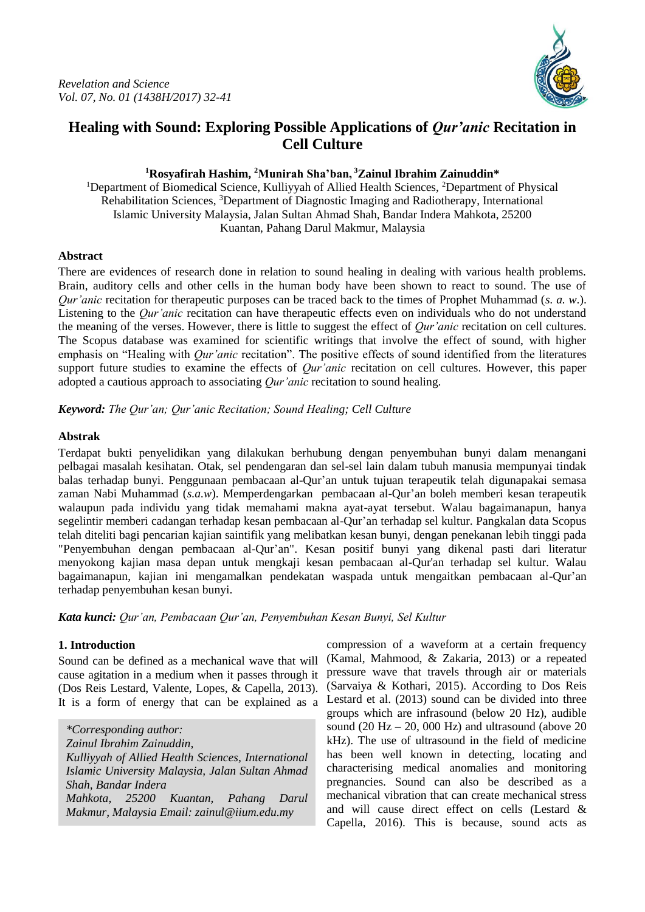# Healing with Sound: Exploring Possible Applications of *Qur'anic* Recitation in Cell Culture

**[1]Rosyafirah Hashim, [2]Munirah Sha'ban, [3]Zainul Ibrahim Zainuddin***

[1]Department of Biomedical Science, Kulliyyah of Allied Health Sciences, [2]Department of Physical Rehabilitation Sciences, [3]Department of Diagnostic Imaging and Radiotherapy, International Islamic University Malaysia, Jalan Sultan Ahmad Shah, Bandar Indera Mahkota, 25200 Kuantan, Pahang Darul Makmur, Malaysia

## Abstract

There are evidences of research done in relation to sound healing in dealing with various health problems. Brain, auditory cells and other cells in the human body have been shown to react to sound. The use of *Qur'anic* recitation for therapeutic purposes can be traced back to the times of Prophet Muhammad (*s. a. w*.). Listening to the *Qur'anic* recitation can have therapeutic effects even on individuals who do not understand the meaning of the verses. However, there is little to suggest the effect of *Qur'anic* recitation on cell cultures. The Scopus database was examined for scientific writings that involve the effect of sound, with higher emphasis on "Healing with *Qur'anic* recitation". The positive effects of sound identified from the literatures support future studies to examine the effects of *Qur'anic* recitation on cell cultures. However, this paper adopted a cautious approach to associating *Qur'anic* recitation to sound healing.

***Keyword:*** *The Qur'an; Qur'anic Recitation; Sound Healing; Cell Culture*

## Abstrak

Terdapat bukti penyelidikan yang dilakukan berhubung dengan penyembuhan bunyi dalam menangani pelbagai masalah kesihatan. Otak, sel pendengaran dan sel-sel lain dalam tubuh manusia mempunyai tindak balas terhadap bunyi. Penggunaan pembacaan al-Qur'an untuk tujuan terapeutik telah digunapakai semasa zaman Nabi Muhammad (*s.a.w*). Memperdengarkan pembacaan al-Qur'an boleh memberi kesan terapeutik walaupun pada individu yang tidak memahami makna ayat-ayat tersebut. Walau bagaimanapun, hanya segelintir memberi cadangan terhadap kesan pembacaan al-Qur'an terhadap sel kultur. Pangkalan data Scopus telah diteliti bagi pencarian kajian saintifik yang melibatkan kesan bunyi, dengan penekanan lebih tinggi pada "Penyembuhan dengan pembacaan al-Qur'an". Kesan positif bunyi yang dikenal pasti dari literatur menyokong kajian masa depan untuk mengkaji kesan pembacaan al-Qur'an terhadap sel kultur. Walau bagaimanapun, kajian ini mengamalkan pendekatan waspada untuk mengaitkan pembacaan al-Qur'an terhadap penyembuhan kesan bunyi.

***Kata kunci:*** *Qur'an, Pembacaan Qur'an, Penyembuhan Kesan Bunyi, Sel Kultur*

## 1. Introduction

Sound can be defined as a mechanical wave that will cause agitation in a medium when it passes through it (Dos Reis Lestard, Valente, Lopes, & Capella, 2013). It is a form of energy that can be explained as a compression of a waveform at a certain frequency (Kamal, Mahmood, & Zakaria, 2013) or a repeated pressure wave that travels through air or materials (Sarvaiya & Kothari, 2015). According to Dos Reis Lestard et al. (2013) sound can be divided into three groups which are infrasound (below 20 Hz), audible sound (20 Hz – 20, 000 Hz) and ultrasound (above 20 kHz). The use of ultrasound in the field of medicine has been well known in detecting, locating and characterising medical anomalies and monitoring pregnancies. Sound can also be described as a mechanical vibration that can create mechanical stress and will cause direct effect on cells (Lestard & Capella, 2016). This is because, sound acts as

*\*Corresponding author:*
*Zainul Ibrahim Zainuddin,*
*Kulliyyah of Allied Health Sciences, International Islamic University Malaysia, Jalan Sultan Ahmad Shah, Bandar Indera Mahkota, 25200 Kuantan, Pahang Darul Makmur, Malaysia Email: zainul@iium.edu.my*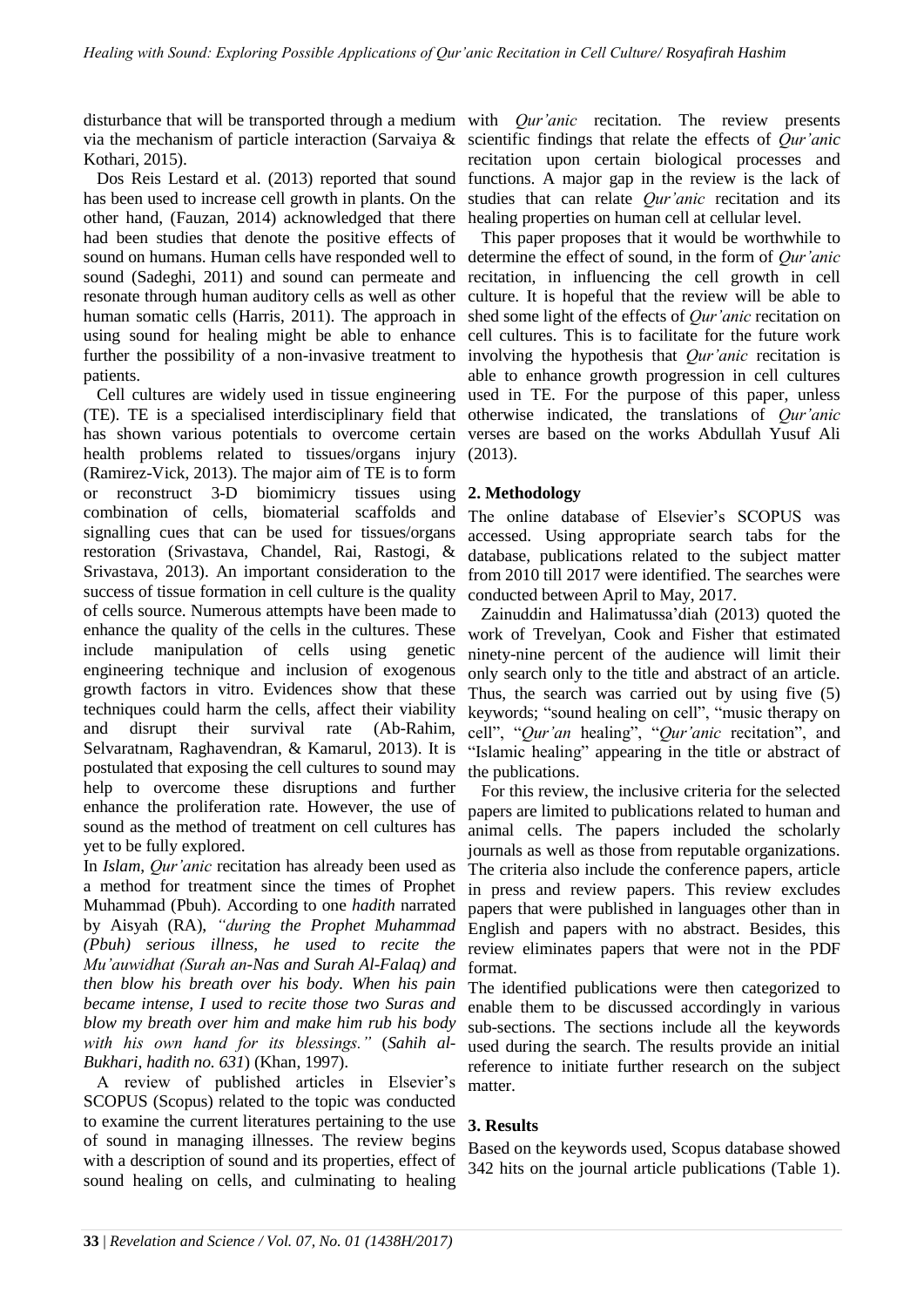disturbance that will be transported through a medium via the mechanism of particle interaction (Sarvaiya & Kothari, 2015).

Dos Reis Lestard et al. (2013) reported that sound has been used to increase cell growth in plants. On the other hand, (Fauzan, 2014) acknowledged that there had been studies that denote the positive effects of sound on humans. Human cells have responded well to sound (Sadeghi, 2011) and sound can permeate and resonate through human auditory cells as well as other human somatic cells (Harris, 2011). The approach in using sound for healing might be able to enhance further the possibility of a non-invasive treatment to patients.

Cell cultures are widely used in tissue engineering (TE). TE is a specialised interdisciplinary field that has shown various potentials to overcome certain health problems related to tissues/organs injury (Ramirez-Vick, 2013). The major aim of TE is to form or reconstruct 3-D biomimicry tissues using combination of cells, biomaterial scaffolds and signalling cues that can be used for tissues/organs restoration (Srivastava, Chandel, Rai, Rastogi, & Srivastava, 2013). An important consideration to the success of tissue formation in cell culture is the quality of cells source. Numerous attempts have been made to enhance the quality of the cells in the cultures. These include manipulation of cells using genetic engineering technique and inclusion of exogenous growth factors in vitro. Evidences show that these techniques could harm the cells, affect their viability and disrupt their survival rate (Ab-Rahim, Selvaratnam, Raghavendran, & Kamarul, 2013). It is postulated that exposing the cell cultures to sound may help to overcome these disruptions and further enhance the proliferation rate. However, the use of sound as the method of treatment on cell cultures has yet to be fully explored.

In *Islam*, *Qur'anic* recitation has already been used as a method for treatment since the times of Prophet Muhammad (Pbuh). According to one *hadith* narrated by Aisyah (RA), *"during the Prophet Muhammad (Pbuh) serious illness, he used to recite the Mu'auwidhat (Surah an-Nas and Surah Al-Falaq) and then blow his breath over his body. When his pain became intense, I used to recite those two Suras and blow my breath over him and make him rub his body with his own hand for its blessings."* (*Sahih al-Bukhari*, *hadith no. 631*) (Khan, 1997).

A review of published articles in Elsevier's SCOPUS (Scopus) related to the topic was conducted to examine the current literatures pertaining to the use of sound in managing illnesses. The review begins with a description of sound and its properties, effect of sound healing on cells, and culminating to healing with *Qur'anic* recitation. The review presents scientific findings that relate the effects of *Qur'anic* recitation upon certain biological processes and functions. A major gap in the review is the lack of studies that can relate *Qur'anic* recitation and its healing properties on human cell at cellular level.

This paper proposes that it would be worthwhile to determine the effect of sound, in the form of *Qur'anic* recitation, in influencing the cell growth in cell culture. It is hopeful that the review will be able to shed some light of the effects of *Qur'anic* recitation on cell cultures. This is to facilitate for the future work involving the hypothesis that *Qur'anic* recitation is able to enhance growth progression in cell cultures used in TE. For the purpose of this paper, unless otherwise indicated, the translations of *Qur'anic* verses are based on the works Abdullah Yusuf Ali (2013).

## 2. Methodology

The online database of Elsevier's SCOPUS was accessed. Using appropriate search tabs for the database, publications related to the subject matter from 2010 till 2017 were identified. The searches were conducted between April to May, 2017.

Zainuddin and Halimatussa'diah (2013) quoted the work of Trevelyan, Cook and Fisher that estimated ninety-nine percent of the audience will limit their only search only to the title and abstract of an article. Thus, the search was carried out by using five (5) keywords; "sound healing on cell", "music therapy on cell", "*Qur'an* healing", "*Qur'anic* recitation", and "Islamic healing" appearing in the title or abstract of the publications.

For this review, the inclusive criteria for the selected papers are limited to publications related to human and animal cells. The papers included the scholarly journals as well as those from reputable organizations. The criteria also include the conference papers, article in press and review papers. This review excludes papers that were published in languages other than in English and papers with no abstract. Besides, this review eliminates papers that were not in the PDF format.

The identified publications were then categorized to enable them to be discussed accordingly in various sub-sections. The sections include all the keywords used during the search. The results provide an initial reference to initiate further research on the subject matter.

## 3. Results

Based on the keywords used, Scopus database showed 342 hits on the journal article publications (Table 1).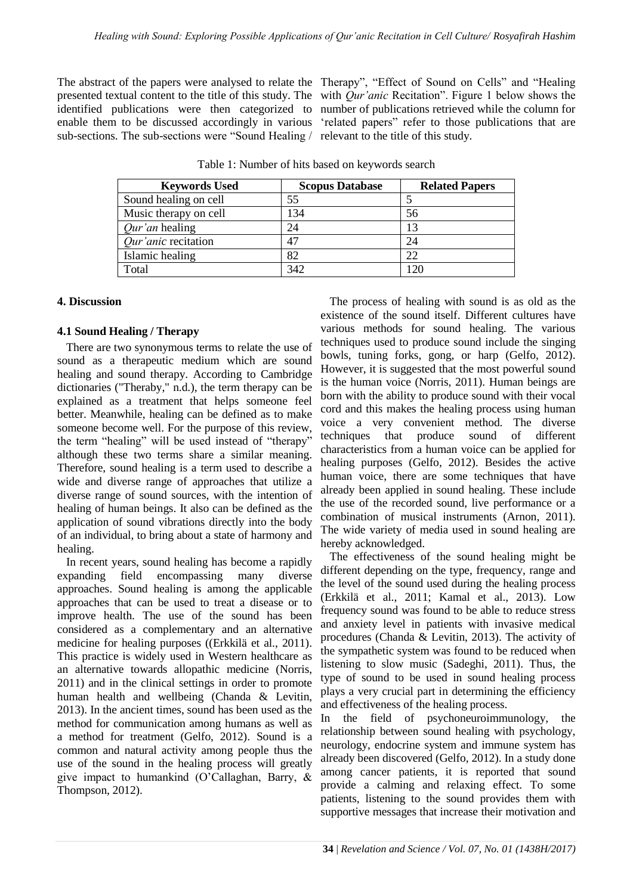The abstract of the papers were analysed to relate the presented textual content to the title of this study. The identified publications were then categorized to enable them to be discussed accordingly in various sub-sections. The sub-sections were "Sound Healing / Therapy", "Effect of Sound on Cells" and "Healing with *Qur'anic* Recitation". Figure 1 below shows the number of publications retrieved while the column for 'related papers" refer to those publications that are relevant to the title of this study.

Table 1: Number of hits based on keywords search

| Keywords Used | Scopus Database | Related Papers |
|---|---|---|
| Sound healing on cell | 55 | 5 |
| Music therapy on cell | 134 | 56 |
| *Qur'an* healing | 24 | 13 |
| *Qur'anic* recitation | 47 | 24 |
| Islamic healing | 82 | 22 |
| Total | 342 | 120 |

## 4. Discussion

### 4.1 Sound Healing / Therapy

There are two synonymous terms to relate the use of sound as a therapeutic medium which are sound healing and sound therapy. According to Cambridge dictionaries ("Theraby," n.d.), the term therapy can be explained as a treatment that helps someone feel better. Meanwhile, healing can be defined as to make someone become well. For the purpose of this review, the term "healing" will be used instead of "therapy" although these two terms share a similar meaning. Therefore, sound healing is a term used to describe a wide and diverse range of approaches that utilize a diverse range of sound sources, with the intention of healing of human beings. It also can be defined as the application of sound vibrations directly into the body of an individual, to bring about a state of harmony and healing.

In recent years, sound healing has become a rapidly expanding field encompassing many diverse approaches. Sound healing is among the applicable approaches that can be used to treat a disease or to improve health. The use of the sound has been considered as a complementary and an alternative medicine for healing purposes ((Erkkilä et al., 2011). This practice is widely used in Western healthcare as an alternative towards allopathic medicine (Norris, 2011) and in the clinical settings in order to promote human health and wellbeing (Chanda & Levitin, 2013). In the ancient times, sound has been used as the method for communication among humans as well as a method for treatment (Gelfo, 2012). Sound is a common and natural activity among people thus the use of the sound in the healing process will greatly give impact to humankind (O'Callaghan, Barry, & Thompson, 2012).

The process of healing with sound is as old as the existence of the sound itself. Different cultures have various methods for sound healing. The various techniques used to produce sound include the singing bowls, tuning forks, gong, or harp (Gelfo, 2012). However, it is suggested that the most powerful sound is the human voice (Norris, 2011). Human beings are born with the ability to produce sound with their vocal cord and this makes the healing process using human voice a very convenient method. The diverse techniques that produce sound of different characteristics from a human voice can be applied for healing purposes (Gelfo, 2012). Besides the active human voice, there are some techniques that have already been applied in sound healing. These include the use of the recorded sound, live performance or a combination of musical instruments (Arnon, 2011). The wide variety of media used in sound healing are hereby acknowledged.

The effectiveness of the sound healing might be different depending on the type, frequency, range and the level of the sound used during the healing process (Erkkilä et al., 2011; Kamal et al., 2013). Low frequency sound was found to be able to reduce stress and anxiety level in patients with invasive medical procedures (Chanda & Levitin, 2013). The activity of the sympathetic system was found to be reduced when listening to slow music (Sadeghi, 2011). Thus, the type of sound to be used in sound healing process plays a very crucial part in determining the efficiency and effectiveness of the healing process.

In the field of psychoneuroimmunology, the relationship between sound healing with psychology, neurology, endocrine system and immune system has already been discovered (Gelfo, 2012). In a study done among cancer patients, it is reported that sound provide a calming and relaxing effect. To some patients, listening to the sound provides them with supportive messages that increase their motivation and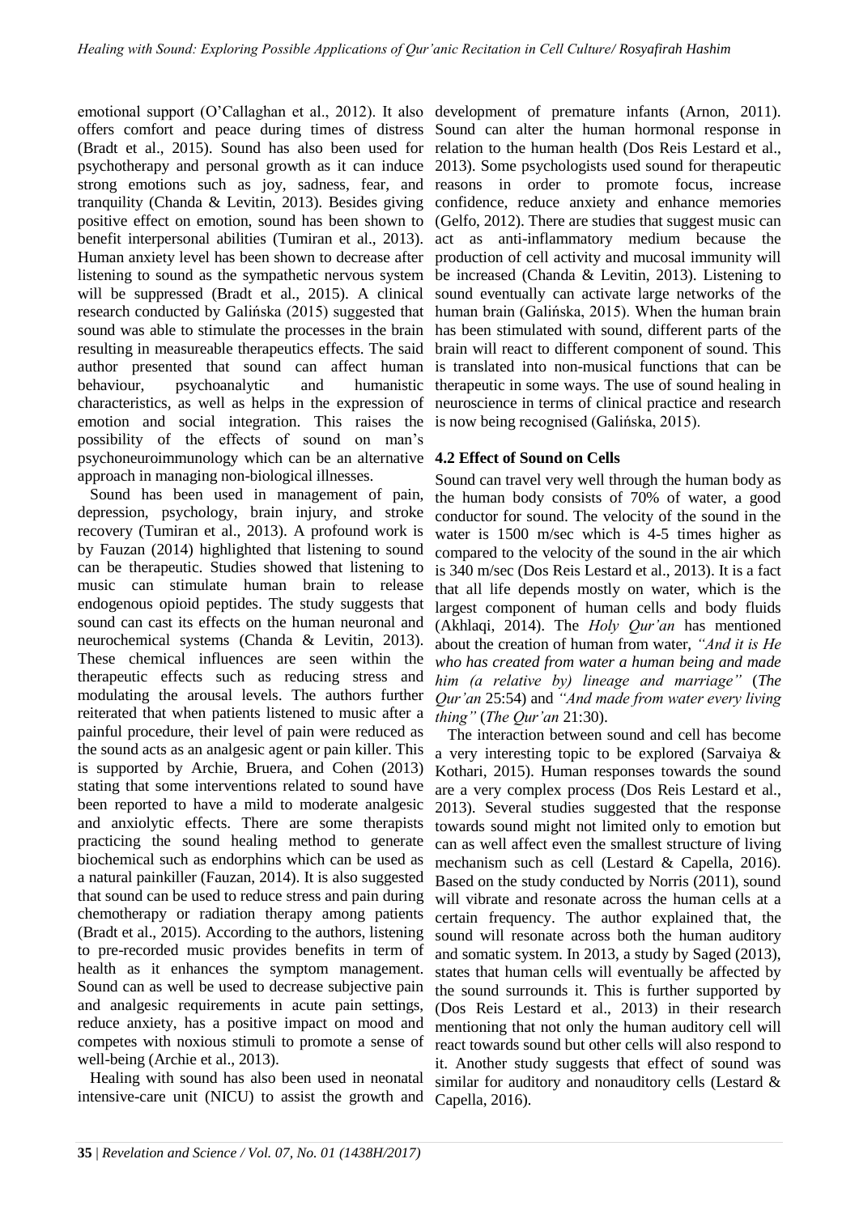emotional support (O'Callaghan et al., 2012). It also offers comfort and peace during times of distress (Bradt et al., 2015). Sound has also been used for psychotherapy and personal growth as it can induce strong emotions such as joy, sadness, fear, and tranquility (Chanda & Levitin, 2013). Besides giving positive effect on emotion, sound has been shown to benefit interpersonal abilities (Tumiran et al., 2013). Human anxiety level has been shown to decrease after listening to sound as the sympathetic nervous system will be suppressed (Bradt et al., 2015). A clinical research conducted by Galińska (2015) suggested that sound was able to stimulate the processes in the brain resulting in measureable therapeutics effects. The said author presented that sound can affect human behaviour, psychoanalytic and humanistic characteristics, as well as helps in the expression of emotion and social integration. This raises the possibility of the effects of sound on man's psychoneuroimmunology which can be an alternative approach in managing non-biological illnesses.

Sound has been used in management of pain, depression, psychology, brain injury, and stroke recovery (Tumiran et al., 2013). A profound work is by Fauzan (2014) highlighted that listening to sound can be therapeutic. Studies showed that listening to music can stimulate human brain to release endogenous opioid peptides. The study suggests that sound can cast its effects on the human neuronal and neurochemical systems (Chanda & Levitin, 2013). These chemical influences are seen within the therapeutic effects such as reducing stress and modulating the arousal levels. The authors further reiterated that when patients listened to music after a painful procedure, their level of pain were reduced as the sound acts as an analgesic agent or pain killer. This is supported by Archie, Bruera, and Cohen (2013) stating that some interventions related to sound have been reported to have a mild to moderate analgesic and anxiolytic effects. There are some therapists practicing the sound healing method to generate biochemical such as endorphins which can be used as a natural painkiller (Fauzan, 2014). It is also suggested that sound can be used to reduce stress and pain during chemotherapy or radiation therapy among patients (Bradt et al., 2015). According to the authors, listening to pre-recorded music provides benefits in term of health as it enhances the symptom management. Sound can as well be used to decrease subjective pain and analgesic requirements in acute pain settings, reduce anxiety, has a positive impact on mood and competes with noxious stimuli to promote a sense of well-being (Archie et al., 2013).

Healing with sound has also been used in neonatal intensive-care unit (NICU) to assist the growth and development of premature infants (Arnon, 2011). Sound can alter the human hormonal response in relation to the human health (Dos Reis Lestard et al., 2013). Some psychologists used sound for therapeutic reasons in order to promote focus, increase confidence, reduce anxiety and enhance memories (Gelfo, 2012). There are studies that suggest music can act as anti-inflammatory medium because the production of cell activity and mucosal immunity will be increased (Chanda & Levitin, 2013). Listening to sound eventually can activate large networks of the human brain (Galińska, 2015). When the human brain has been stimulated with sound, different parts of the brain will react to different component of sound. This is translated into non-musical functions that can be therapeutic in some ways. The use of sound healing in neuroscience in terms of clinical practice and research is now being recognised (Galińska, 2015).

### 4.2 Effect of Sound on Cells

Sound can travel very well through the human body as the human body consists of 70% of water, a good conductor for sound. The velocity of the sound in the water is 1500 m/sec which is 4-5 times higher as compared to the velocity of the sound in the air which is 340 m/sec (Dos Reis Lestard et al., 2013). It is a fact that all life depends mostly on water, which is the largest component of human cells and body fluids (Akhlaqi, 2014). The *Holy Qur'an* has mentioned about the creation of human from water, *"And it is He who has created from water a human being and made him (a relative by) lineage and marriage"* (*The Qur'an* 25:54) and *"And made from water every living thing"* (*The Qur'an* 21:30).

The interaction between sound and cell has become a very interesting topic to be explored (Sarvaiya & Kothari, 2015). Human responses towards the sound are a very complex process (Dos Reis Lestard et al., 2013). Several studies suggested that the response towards sound might not limited only to emotion but can as well affect even the smallest structure of living mechanism such as cell (Lestard & Capella, 2016). Based on the study conducted by Norris (2011), sound will vibrate and resonate across the human cells at a certain frequency. The author explained that, the sound will resonate across both the human auditory and somatic system. In 2013, a study by Saged (2013), states that human cells will eventually be affected by the sound surrounds it. This is further supported by (Dos Reis Lestard et al., 2013) in their research mentioning that not only the human auditory cell will react towards sound but other cells will also respond to it. Another study suggests that effect of sound was similar for auditory and nonauditory cells (Lestard & Capella, 2016).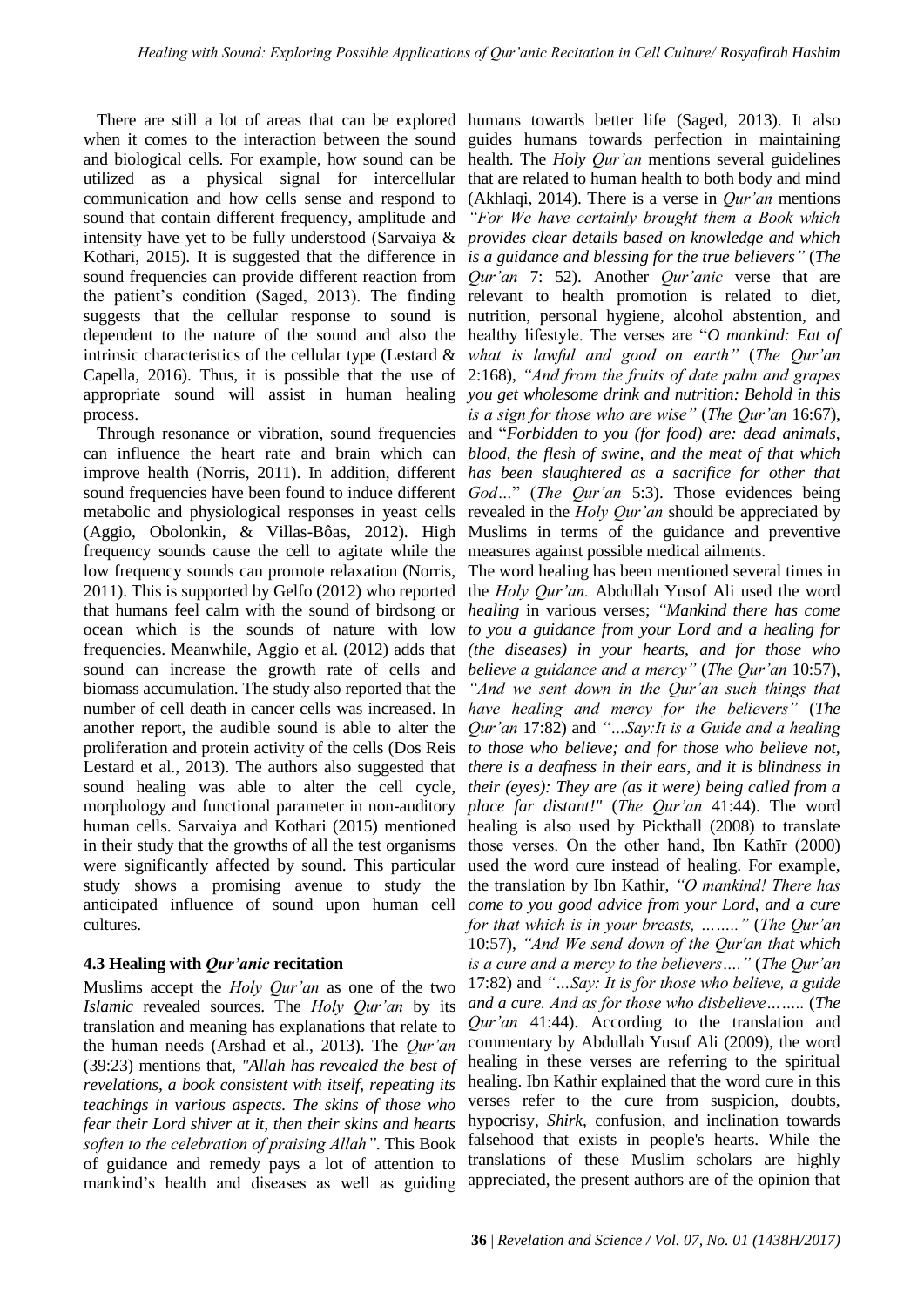There are still a lot of areas that can be explored when it comes to the interaction between the sound and biological cells. For example, how sound can be utilized as a physical signal for intercellular communication and how cells sense and respond to sound that contain different frequency, amplitude and intensity have yet to be fully understood (Sarvaiya & Kothari, 2015). It is suggested that the difference in sound frequencies can provide different reaction from the patient's condition (Saged, 2013). The finding suggests that the cellular response to sound is dependent to the nature of the sound and also the intrinsic characteristics of the cellular type (Lestard & Capella, 2016). Thus, it is possible that the use of appropriate sound will assist in human healing process.

Through resonance or vibration, sound frequencies can influence the heart rate and brain which can improve health (Norris, 2011). In addition, different sound frequencies have been found to induce different metabolic and physiological responses in yeast cells (Aggio, Obolonkin, & Villas-Bôas, 2012). High frequency sounds cause the cell to agitate while the low frequency sounds can promote relaxation (Norris, 2011). This is supported by Gelfo (2012) who reported that humans feel calm with the sound of birdsong or ocean which is the sounds of nature with low frequencies. Meanwhile, Aggio et al. (2012) adds that sound can increase the growth rate of cells and biomass accumulation. The study also reported that the number of cell death in cancer cells was increased. In another report, the audible sound is able to alter the proliferation and protein activity of the cells (Dos Reis Lestard et al., 2013). The authors also suggested that sound healing was able to alter the cell cycle, morphology and functional parameter in non-auditory human cells. Sarvaiya and Kothari (2015) mentioned in their study that the growths of all the test organisms were significantly affected by sound. This particular study shows a promising avenue to study the anticipated influence of sound upon human cell cultures.

### 4.3 Healing with *Qur'anic* recitation

Muslims accept the *Holy Qur'an* as one of the two *Islamic* revealed sources. The *Holy Qur'an* by its translation and meaning has explanations that relate to the human needs (Arshad et al., 2013). The *Qur'an* (39:23) mentions that, *"Allah has revealed the best of revelations, a book consistent with itself, repeating its teachings in various aspects. The skins of those who fear their Lord shiver at it, then their skins and hearts soften to the celebration of praising Allah"*. This Book of guidance and remedy pays a lot of attention to mankind's health and diseases as well as guiding humans towards better life (Saged, 2013). It also guides humans towards perfection in maintaining health. The *Holy Qur'an* mentions several guidelines that are related to human health to both body and mind (Akhlaqi, 2014). There is a verse in *Qur'an* mentions *"For We have certainly brought them a Book which provides clear details based on knowledge and which is a guidance and blessing for the true believers"* (*The Qur'an* 7: 52). Another *Qur'anic* verse that are relevant to health promotion is related to diet, nutrition, personal hygiene, alcohol abstention, and healthy lifestyle. The verses are "*O mankind: Eat of what is lawful and good on earth"* (*The Qur'an* 2:168), *"And from the fruits of date palm and grapes you get wholesome drink and nutrition: Behold in this is a sign for those who are wise"* (*The Qur'an* 16:67), and "*Forbidden to you (for food) are: dead animals, blood, the flesh of swine, and the meat of that which has been slaughtered as a sacrifice for other that God…*" (*The Qur'an* 5:3). Those evidences being revealed in the *Holy Qur'an* should be appreciated by Muslims in terms of the guidance and preventive measures against possible medical ailments.

The word healing has been mentioned several times in the *Holy Qur'an.* Abdullah Yusof Ali used the word *healing* in various verses; *"Mankind there has come to you a guidance from your Lord and a healing for (the diseases) in your hearts, and for those who believe a guidance and a mercy"* (*The Qur'an* 10:57), *"And we sent down in the Qur'an such things that have healing and mercy for the believers"* (*The Qur'an* 17:82) and *"…Say:It is a Guide and a healing to those who believe; and for those who believe not, there is a deafness in their ears, and it is blindness in their (eyes): They are (as it were) being called from a place far distant!"* (*The Qur'an* 41:44). The word healing is also used by Pickthall (2008) to translate those verses. On the other hand, Ibn Kathīr (2000) used the word cure instead of healing. For example, the translation by Ibn Kathir, *"O mankind! There has come to you good advice from your Lord, and a cure for that which is in your breasts, …….."* (*The Qur'an* 10:57), *"And We send down of the Qur'an that which is a cure and a mercy to the believers…."* (*The Qur'an* 17:82) and *"…Say: It is for those who believe, a guide and a cure. And as for those who disbelieve……..* (*The Qur'an* 41:44). According to the translation and commentary by Abdullah Yusuf Ali (2009), the word healing in these verses are referring to the spiritual healing. Ibn Kathir explained that the word cure in this verses refer to the cure from suspicion, doubts, hypocrisy, *Shirk,* confusion, and inclination towards falsehood that exists in people's hearts. While the translations of these Muslim scholars are highly appreciated, the present authors are of the opinion that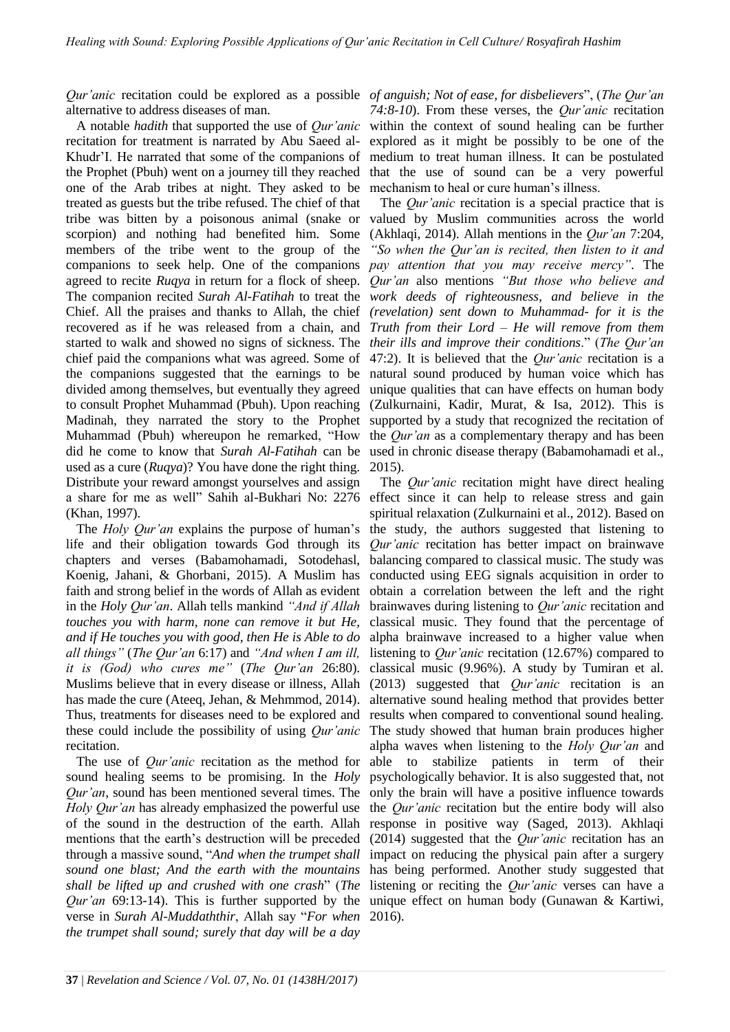*Qur'anic* recitation could be explored as a possible alternative to address diseases of man.

A notable *hadith* that supported the use of *Qur'anic* recitation for treatment is narrated by Abu Saeed al-Khudr'I. He narrated that some of the companions of the Prophet (Pbuh) went on a journey till they reached one of the Arab tribes at night. They asked to be treated as guests but the tribe refused. The chief of that tribe was bitten by a poisonous animal (snake or scorpion) and nothing had benefited him. Some members of the tribe went to the group of the companions to seek help. One of the companions agreed to recite *Ruqya* in return for a flock of sheep. The companion recited *Surah Al-Fatihah* to treat the Chief. All the praises and thanks to Allah, the chief recovered as if he was released from a chain, and started to walk and showed no signs of sickness. The chief paid the companions what was agreed. Some of the companions suggested that the earnings to be divided among themselves, but eventually they agreed to consult Prophet Muhammad (Pbuh). Upon reaching Madinah, they narrated the story to the Prophet Muhammad (Pbuh) whereupon he remarked, "How did he come to know that *Surah Al-Fatihah* can be used as a cure (*Ruqya*)? You have done the right thing. Distribute your reward amongst yourselves and assign a share for me as well" Sahih al-Bukhari No: 2276 (Khan, 1997).

The *Holy Qur'an* explains the purpose of human's life and their obligation towards God through its chapters and verses (Babamohamadi, Sotodehasl, Koenig, Jahani, & Ghorbani, 2015). A Muslim has faith and strong belief in the words of Allah as evident in the *Holy Qur'an*. Allah tells mankind *"And if Allah touches you with harm, none can remove it but He, and if He touches you with good, then He is Able to do all things"* (*The Qur'an* 6:17) and *"And when I am ill, it is (God) who cures me"* (*The Qur'an* 26:80). Muslims believe that in every disease or illness, Allah has made the cure (Ateeq, Jehan, & Mehmmod, 2014). Thus, treatments for diseases need to be explored and these could include the possibility of using *Qur'anic* recitation.

The use of *Qur'anic* recitation as the method for sound healing seems to be promising. In the *Holy Qur'an*, sound has been mentioned several times. The *Holy Qur'an* has already emphasized the powerful use of the sound in the destruction of the earth. Allah mentions that the earth's destruction will be preceded through a massive sound, "*And when the trumpet shall sound one blast; And the earth with the mountains shall be lifted up and crushed with one crash*" (*The Qur'an* 69:13-14). This is further supported by the verse in *Surah Al-Muddaththir*, Allah say "*For when the trumpet shall sound; surely that day will be a day of anguish; Not of ease, for disbelievers*", (*The Qur'an 74:8-10*). From these verses, the *Qur'anic* recitation within the context of sound healing can be further explored as it might be possibly to be one of the medium to treat human illness. It can be postulated that the use of sound can be a very powerful mechanism to heal or cure human's illness.

The *Qur'anic* recitation is a special practice that is valued by Muslim communities across the world (Akhlaqi, 2014). Allah mentions in the *Qur'an* 7:204, *"So when the Qur'an is recited, then listen to it and pay attention that you may receive mercy"*. The *Qur'an* also mentions *"But those who believe and work deeds of righteousness, and believe in the (revelation) sent down to Muhammad- for it is the Truth from their Lord – He will remove from them their ills and improve their conditions*." (*The Qur'an* 47:2). It is believed that the *Qur'anic* recitation is a natural sound produced by human voice which has unique qualities that can have effects on human body (Zulkurnaini, Kadir, Murat, & Isa, 2012). This is supported by a study that recognized the recitation of the *Qur'an* as a complementary therapy and has been used in chronic disease therapy (Babamohamadi et al., 2015).

The *Qur'anic* recitation might have direct healing effect since it can help to release stress and gain spiritual relaxation (Zulkurnaini et al., 2012). Based on the study, the authors suggested that listening to *Qur'anic* recitation has better impact on brainwave balancing compared to classical music. The study was conducted using EEG signals acquisition in order to obtain a correlation between the left and the right brainwaves during listening to *Qur'anic* recitation and classical music. They found that the percentage of alpha brainwave increased to a higher value when listening to *Qur'anic* recitation (12.67%) compared to classical music (9.96%). A study by Tumiran et al. (2013) suggested that *Qur'anic* recitation is an alternative sound healing method that provides better results when compared to conventional sound healing. The study showed that human brain produces higher alpha waves when listening to the *Holy Qur'an* and able to stabilize patients in term of their psychologically behavior. It is also suggested that, not only the brain will have a positive influence towards the *Qur'anic* recitation but the entire body will also response in positive way (Saged, 2013). Akhlaqi (2014) suggested that the *Qur'anic* recitation has an impact on reducing the physical pain after a surgery has being performed. Another study suggested that listening or reciting the *Qur'anic* verses can have a unique effect on human body (Gunawan & Kartiwi, 2016).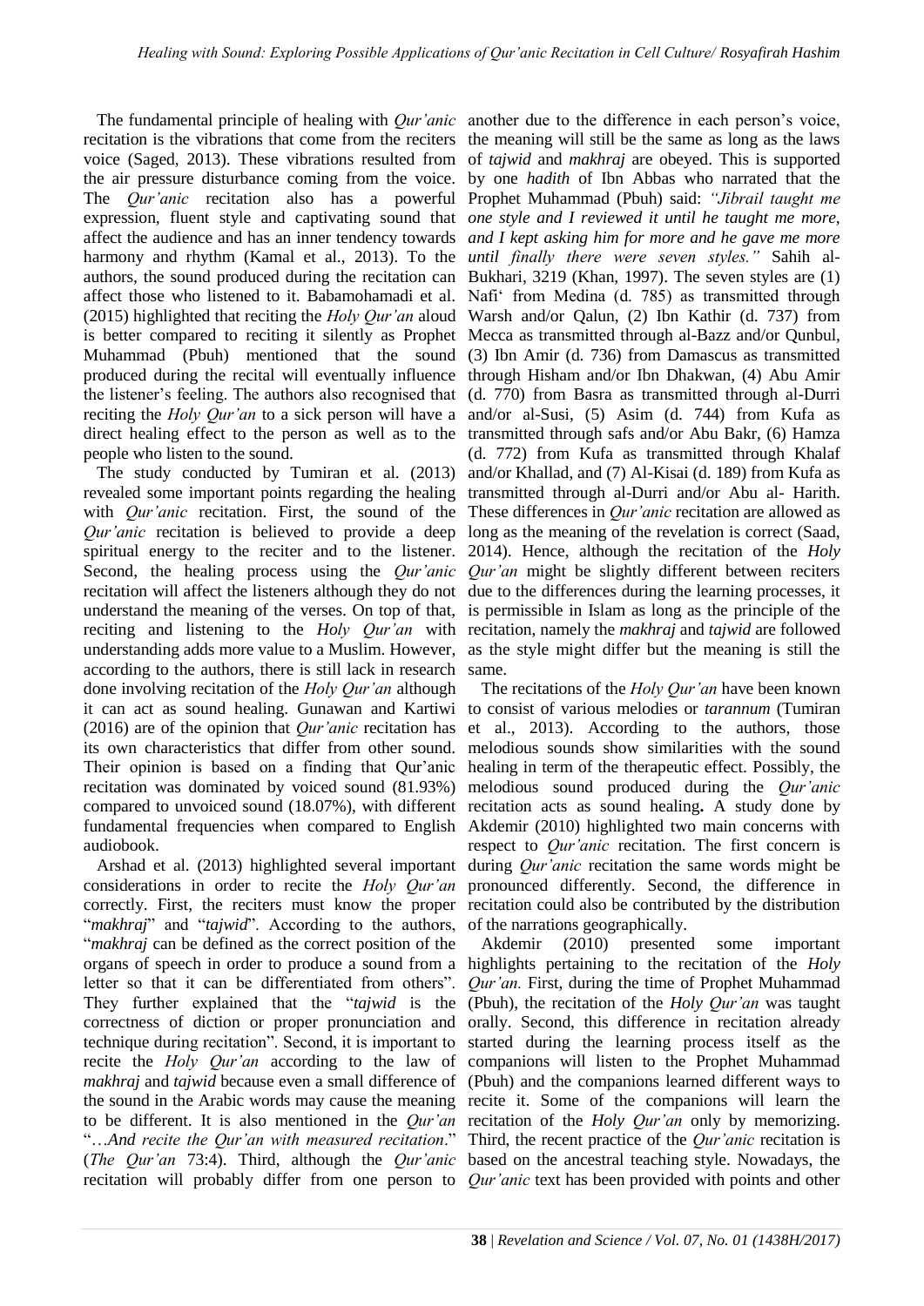The fundamental principle of healing with *Qur'anic* recitation is the vibrations that come from the reciters voice (Saged, 2013). These vibrations resulted from the air pressure disturbance coming from the voice. The *Qur'anic* recitation also has a powerful expression, fluent style and captivating sound that affect the audience and has an inner tendency towards harmony and rhythm (Kamal et al., 2013). To the authors, the sound produced during the recitation can affect those who listened to it. Babamohamadi et al. (2015) highlighted that reciting the *Holy Qur'an* aloud is better compared to reciting it silently as Prophet Muhammad (Pbuh) mentioned that the sound produced during the recital will eventually influence the listener's feeling. The authors also recognised that reciting the *Holy Qur'an* to a sick person will have a direct healing effect to the person as well as to the people who listen to the sound.

The study conducted by Tumiran et al. (2013) revealed some important points regarding the healing with *Qur'anic* recitation. First, the sound of the *Qur'anic* recitation is believed to provide a deep spiritual energy to the reciter and to the listener. Second, the healing process using the *Qur'anic* recitation will affect the listeners although they do not understand the meaning of the verses. On top of that, reciting and listening to the *Holy Qur'an* with understanding adds more value to a Muslim. However, according to the authors, there is still lack in research done involving recitation of the *Holy Qur'an* although it can act as sound healing. Gunawan and Kartiwi (2016) are of the opinion that *Qur'anic* recitation has its own characteristics that differ from other sound. Their opinion is based on a finding that Qur'anic recitation was dominated by voiced sound (81.93%) compared to unvoiced sound (18.07%), with different fundamental frequencies when compared to English audiobook.

Arshad et al. (2013) highlighted several important considerations in order to recite the *Holy Qur'an* correctly. First, the reciters must know the proper "*makhraj*" and "*tajwid*". According to the authors, "*makhraj* can be defined as the correct position of the organs of speech in order to produce a sound from a letter so that it can be differentiated from others". They further explained that the "*tajwid* is the correctness of diction or proper pronunciation and technique during recitation". Second, it is important to recite the *Holy Qur'an* according to the law of *makhraj* and *tajwid* because even a small difference of the sound in the Arabic words may cause the meaning to be different. It is also mentioned in the *Qur'an* "…*And recite the Qur'an with measured recitation*." (*The Qur'an* 73:4). Third, although the *Qur'anic* recitation will probably differ from one person to another due to the difference in each person's voice, the meaning will still be the same as long as the laws of *tajwid* and *makhraj* are obeyed. This is supported by one *hadith* of Ibn Abbas who narrated that the Prophet Muhammad (Pbuh) said: *"Jibrail taught me one style and I reviewed it until he taught me more, and I kept asking him for more and he gave me more until finally there were seven styles."* Sahih al-Bukhari, 3219 (Khan, 1997). The seven styles are (1) Nafi' from Medina (d. 785) as transmitted through Warsh and/or Qalun, (2) Ibn Kathir (d. 737) from Mecca as transmitted through al-Bazz and/or Qunbul, (3) Ibn Amir (d. 736) from Damascus as transmitted through Hisham and/or Ibn Dhakwan, (4) Abu Amir (d. 770) from Basra as transmitted through al-Durri and/or al-Susi, (5) Asim (d. 744) from Kufa as transmitted through safs and/or Abu Bakr, (6) Hamza (d. 772) from Kufa as transmitted through Khalaf and/or Khallad, and (7) Al-Kisai (d. 189) from Kufa as transmitted through al-Durri and/or Abu al- Harith. These differences in *Qur'anic* recitation are allowed as long as the meaning of the revelation is correct (Saad, 2014). Hence, although the recitation of the *Holy Qur'an* might be slightly different between reciters due to the differences during the learning processes, it is permissible in Islam as long as the principle of the recitation, namely the *makhraj* and *tajwid* are followed as the style might differ but the meaning is still the same.

The recitations of the *Holy Qur'an* have been known to consist of various melodies or *tarannum* (Tumiran et al., 2013). According to the authors, those melodious sounds show similarities with the sound healing in term of the therapeutic effect. Possibly, the melodious sound produced during the *Qur'anic* recitation acts as sound healing**.** A study done by Akdemir (2010) highlighted two main concerns with respect to *Qur'anic* recitation. The first concern is during *Qur'anic* recitation the same words might be pronounced differently. Second, the difference in recitation could also be contributed by the distribution of the narrations geographically.

Akdemir (2010) presented some important highlights pertaining to the recitation of the *Holy Qur'an.* First, during the time of Prophet Muhammad (Pbuh), the recitation of the *Holy Qur'an* was taught orally. Second, this difference in recitation already started during the learning process itself as the companions will listen to the Prophet Muhammad (Pbuh) and the companions learned different ways to recite it. Some of the companions will learn the recitation of the *Holy Qur'an* only by memorizing. Third, the recent practice of the *Qur'anic* recitation is based on the ancestral teaching style. Nowadays, the *Qur'an* text has been provided with points and other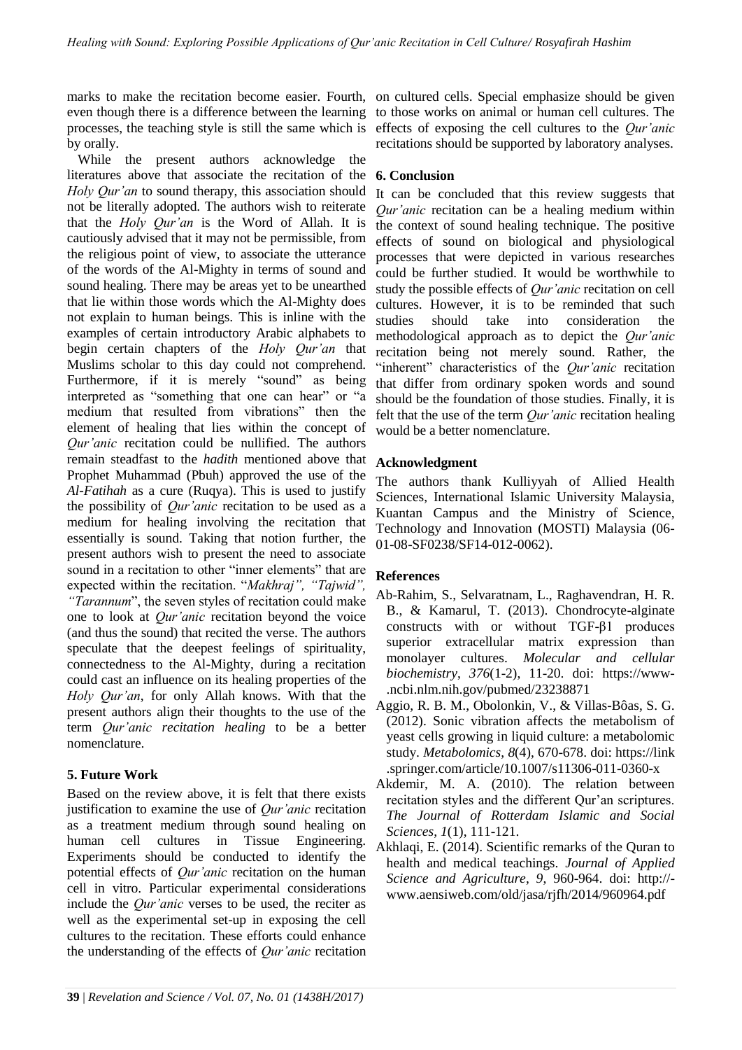marks to make the recitation become easier. Fourth, even though there is a difference between the learning processes, the teaching style is still the same which is by orally.

While the present authors acknowledge the literatures above that associate the recitation of the *Holy Qur'an* to sound therapy, this association should not be literally adopted. The authors wish to reiterate that the *Holy Qur'an* is the Word of Allah. It is cautiously advised that it may not be permissible, from the religious point of view, to associate the utterance of the words of the Al-Mighty in terms of sound and sound healing. There may be areas yet to be unearthed that lie within those words which the Al-Mighty does not explain to human beings. This is inline with the examples of certain introductory Arabic alphabets to begin certain chapters of the *Holy Qur'an* that Muslims scholar to this day could not comprehend. Furthermore, if it is merely "sound" as being interpreted as "something that one can hear" or "a medium that resulted from vibrations" then the element of healing that lies within the concept of *Qur'anic* recitation could be nullified. The authors remain steadfast to the *hadith* mentioned above that Prophet Muhammad (Pbuh) approved the use of the *Al-Fatihah* as a cure (Ruqya). This is used to justify the possibility of *Qur'anic* recitation to be used as a medium for healing involving the recitation that essentially is sound. Taking that notion further, the present authors wish to present the need to associate sound in a recitation to other "inner elements" that are expected within the recitation. "*Makhraj", "Tajwid", "Tarannum*", the seven styles of recitation could make one to look at *Qur'anic* recitation beyond the voice (and thus the sound) that recited the verse. The authors speculate that the deepest feelings of spirituality, connectedness to the Al-Mighty, during a recitation could cast an influence on its healing properties of the *Holy Qur'an*, for only Allah knows. With that the present authors align their thoughts to the use of the term *Qur'anic recitation healing* to be a better nomenclature.

## 5. Future Work

Based on the review above, it is felt that there exists justification to examine the use of *Qur'anic* recitation as a treatment medium through sound healing on human cell cultures in Tissue Engineering. Experiments should be conducted to identify the potential effects of *Qur'anic* recitation on the human cell in vitro. Particular experimental considerations include the *Qur'anic* verses to be used, the reciter as well as the experimental set-up in exposing the cell cultures to the recitation. These efforts could enhance the understanding of the effects of *Qur'anic* recitation on cultured cells. Special emphasize should be given to those works on animal or human cell cultures. The effects of exposing the cell cultures to the *Qur'anic* recitations should be supported by laboratory analyses.

## 6. Conclusion

It can be concluded that this review suggests that *Qur'anic* recitation can be a healing medium within the context of sound healing technique. The positive effects of sound on biological and physiological processes that were depicted in various researches could be further studied. It would be worthwhile to study the possible effects of *Qur'anic* recitation on cell cultures. However, it is to be reminded that such studies should take into consideration the methodological approach as to depict the *Qur'anic* recitation being not merely sound. Rather, the "inherent" characteristics of the *Qur'anic* recitation that differ from ordinary spoken words and sound should be the foundation of those studies. Finally, it is felt that the use of the term *Qur'anic* recitation healing would be a better nomenclature.

## Acknowledgment

The authors thank Kulliyyah of Allied Health Sciences, International Islamic University Malaysia, Kuantan Campus and the Ministry of Science, Technology and Innovation (MOSTI) Malaysia (06-01-08-SF0238/SF14-012-0062).

## References

Ab-Rahim, S., Selvaratnam, L., Raghavendran, H. R. B., & Kamarul, T. (2013). Chondrocyte-alginate constructs with or without TGF-β1 produces superior extracellular matrix expression than monolayer cultures. *Molecular and cellular biochemistry*, *376*(1-2), 11-20. doi: https://www-.ncbi.nlm.nih.gov/pubmed/23238871

Aggio, R. B. M., Obolonkin, V., & Villas-Bôas, S. G. (2012). Sonic vibration affects the metabolism of yeast cells growing in liquid culture: a metabolomic study. *Metabolomics*, *8*(4), 670-678. doi: https://link .springer.com/article/10.1007/s11306-011-0360-x

Akdemir, M. A. (2010). The relation between recitation styles and the different Qur'an scriptures. *The Journal of Rotterdam Islamic and Social Sciences*, *1*(1), 111-121.

Akhlaqi, E. (2014). Scientific remarks of the Quran to health and medical teachings. *Journal of Applied Science and Agriculture*, *9*, 960-964. doi: http://-www.aensiweb.com/old/jasa/rjfh/2014/960964.pdf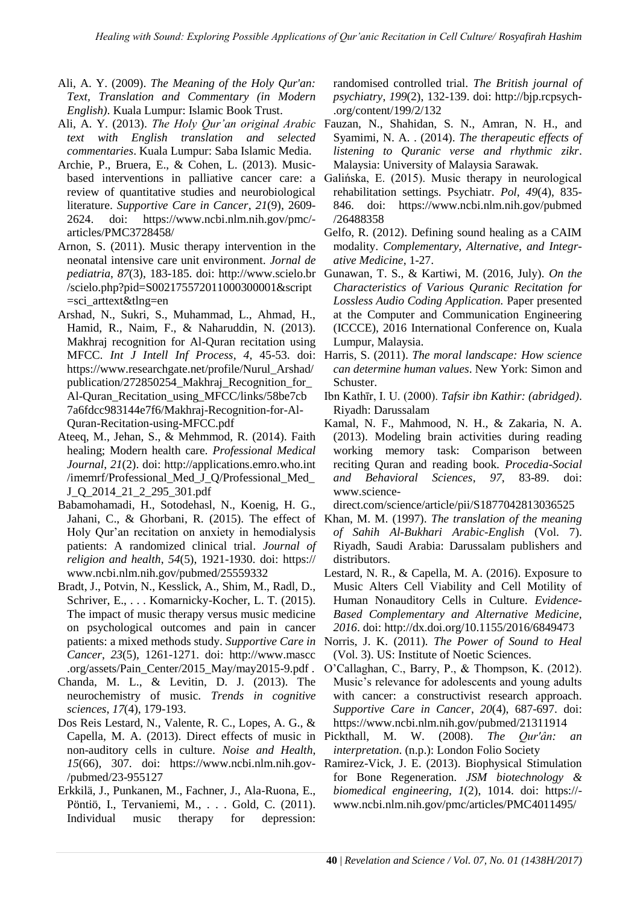Ali, A. Y. (2009). *The Meaning of the Holy Qur'an: Text, Translation and Commentary (in Modern English)*. Kuala Lumpur: Islamic Book Trust.

Ali, A. Y. (2013). *The Holy Qur'an original Arabic text with English translation and selected commentaries*. Kuala Lumpur: Saba Islamic Media.

Archie, P., Bruera, E., & Cohen, L. (2013). Music-based interventions in palliative cancer care: a review of quantitative studies and neurobiological literature. *Supportive Care in Cancer*, *21*(9), 2609-2624. doi: https://www.ncbi.nlm.nih.gov/pmc/-articles/PMC3728458/

Arnon, S. (2011). Music therapy intervention in the neonatal intensive care unit environment. *Jornal de pediatria*, *87*(3), 183-185. doi: http://www.scielo.br/scielo.php?pid=S002175572011000300001&script=sci_arttext&tlng=en

Arshad, N., Sukri, S., Muhammad, L., Ahmad, H., Hamid, R., Naim, F., & Naharuddin, N. (2013). Makhraj recognition for Al-Quran recitation using MFCC. *Int J Intell Inf Process*, *4*, 45-53. doi: https://www.researchgate.net/profile/Nurul_Arshad/publication/272850254_Makhraj_Recognition_for_Al-Quran_Recitation_using_MFCC/links/58be7cb7a6fdcc983144e7f6/Makhraj-Recognition-for-Al-Quran-Recitation-using-MFCC.pdf

Ateeq, M., Jehan, S., & Mehmmod, R. (2014). Faith healing; Modern health care. *Professional Medical Journal*, *21*(2). doi: http://applications.emro.who.int/imemrf/Professional_Med_J_Q/Professional_Med_J_Q_2014_21_2_295_301.pdf

Babamohamadi, H., Sotodehasl, N., Koenig, H. G., Jahani, C., & Ghorbani, R. (2015). The effect of Holy Qur'an recitation on anxiety in hemodialysis patients: A randomized clinical trial. *Journal of religion and health*, *54*(5), 1921-1930. doi: https://www.ncbi.nlm.nih.gov/pubmed/25559332

Bradt, J., Potvin, N., Kesslick, A., Shim, M., Radl, D., Schriver, E., . . . Komarnicky-Kocher, L. T. (2015). The impact of music therapy versus music medicine on psychological outcomes and pain in cancer patients: a mixed methods study. *Supportive Care in Cancer*, *23*(5), 1261-1271. doi: http://www.mascc.org/assets/Pain_Center/2015_May/may2015-9.pdf .

Chanda, M. L., & Levitin, D. J. (2013). The neurochemistry of music. *Trends in cognitive sciences*, *17*(4), 179-193.

Dos Reis Lestard, N., Valente, R. C., Lopes, A. G., & Capella, M. A. (2013). Direct effects of music in non-auditory cells in culture. *Noise and Health*, *15*(66), 307. doi: https://www.ncbi.nlm.nih.gov-/pubmed/23-955127

Erkkilä, J., Punkanen, M., Fachner, J., Ala-Ruona, E., Pöntiö, I., Tervaniemi, M., . . . Gold, C. (2011). Individual music therapy for depression: randomised controlled trial. *The British journal of psychiatry*, *199*(2), 132-139. doi: http://bjp.rcpsych-.org/content/199/2/132

Fauzan, N., Shahidan, S. N., Amran, N. H., and Syamimi, N. A. . (2014). *The therapeutic effects of listening to Quranic verse and rhythmic zikr*. Malaysia: University of Malaysia Sarawak.

Galińska, E. (2015). Music therapy in neurological rehabilitation settings. Psychiatr. *Pol*, *49*(4), 835-846. doi: https://www.ncbi.nlm.nih.gov/pubmed/26488358

Gelfo, R. (2012). Defining sound healing as a CAIM modality. *Complementary, Alternative, and Integrative Medicine*, 1-27.

Gunawan, T. S., & Kartiwi, M. (2016, July). *On the Characteristics of Various Quranic Recitation for Lossless Audio Coding Application.* Paper presented at the Computer and Communication Engineering (ICCCE), 2016 International Conference on, Kuala Lumpur, Malaysia.

Harris, S. (2011). *The moral landscape: How science can determine human values*. New York: Simon and Schuster.

Ibn Kathīr, I. U. (2000). *Tafsir ibn Kathir: (abridged)*. Riyadh: Darussalam

Kamal, N. F., Mahmood, N. H., & Zakaria, N. A. (2013). Modeling brain activities during reading working memory task: Comparison between reciting Quran and reading book. *Procedia-Social and Behavioral Sciences*, *97*, 83-89. doi: www.science-direct.com/science/article/pii/S1877042813036525

Khan, M. M. (1997). *The translation of the meaning of Sahih Al-Bukhari Arabic-English* (Vol. 7). Riyadh, Saudi Arabia: Darussalam publishers and distributors.

Lestard, N. R., & Capella, M. A. (2016). Exposure to Music Alters Cell Viability and Cell Motility of Human Nonauditory Cells in Culture. *Evidence-Based Complementary and Alternative Medicine*, *2016*. doi: http://dx.doi.org/10.1155/2016/6849473

Norris, J. K. (2011). *The Power of Sound to Heal* (Vol. 3). US: Institute of Noetic Sciences.

O'Callaghan, C., Barry, P., & Thompson, K. (2012). Music's relevance for adolescents and young adults with cancer: a constructivist research approach. *Supportive Care in Cancer*, *20*(4), 687-697. doi: https://www.ncbi.nlm.nih.gov/pubmed/21311914

Pickthall, M. W. (2008). *The Qur'ân: an interpretation*. (n.p.): London Folio Society

Ramirez-Vick, J. E. (2013). Biophysical Stimulation for Bone Regeneration. *JSM biotechnology & biomedical engineering*, *1*(2), 1014. doi: https://-www.ncbi.nlm.nih.gov/pmc/articles/PMC4011495/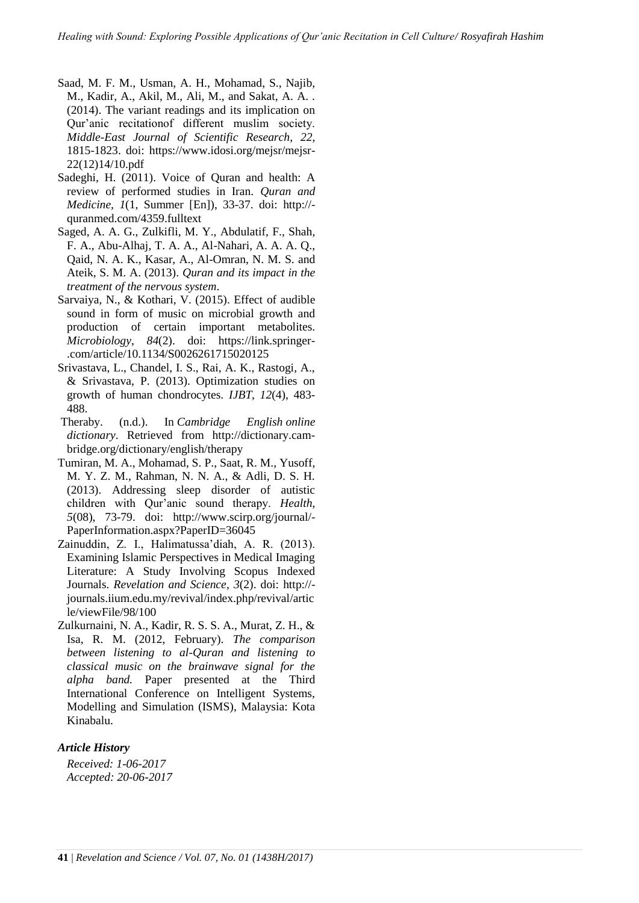Saad, M. F. M., Usman, A. H., Mohamad, S., Najib, M., Kadir, A., Akil, M., Ali, M., and Sakat, A. A. . (2014). The variant readings and its implication on Qur'anic recitationof different muslim society. *Middle-East Journal of Scientific Research*, *22*, 1815-1823. doi: https://www.idosi.org/mejsr/mejsr-22(12)14/10.pdf

Sadeghi, H. (2011). Voice of Quran and health: A review of performed studies in Iran. *Quran and Medicine, 1*(1, Summer [En]), 33-37. doi: http://-quranmed.com/4359.fulltext

Saged, A. A. G., Zulkifli, M. Y., Abdulatif, F., Shah, F. A., Abu-Alhaj, T. A. A., Al-Nahari, A. A. A. Q., Qaid, N. A. K., Kasar, A., Al-Omran, N. M. S. and Ateik, S. M. A. (2013). *Quran and its impact in the treatment of the nervous system*.

Sarvaiya, N., & Kothari, V. (2015). Effect of audible sound in form of music on microbial growth and production of certain important metabolites. *Microbiology*, *84*(2). doi: https://link.springer-.com/article/10.1134/S0026261715020125

Srivastava, L., Chandel, I. S., Rai, A. K., Rastogi, A., & Srivastava, P. (2013). Optimization studies on growth of human chondrocytes. *IJBT*, *12*(4), 483-488.

Theraby. (n.d.). In *Cambridge English online dictionary*. Retrieved from http://dictionary.cam-bridge.org/dictionary/english/therapy

Tumiran, M. A., Mohamad, S. P., Saat, R. M., Yusoff, M. Y. Z. M., Rahman, N. N. A., & Adli, D. S. H. (2013). Addressing sleep disorder of autistic children with Qur'anic sound therapy. *Health*, *5*(08), 73-79. doi: http://www.scirp.org/journal/-PaperInformation.aspx?PaperID=36045

Zainuddin, Z. I., Halimatussa'diah, A. R. (2013). Examining Islamic Perspectives in Medical Imaging Literature: A Study Involving Scopus Indexed Journals. *Revelation and Science*, *3*(2). doi: http://-journals.iium.edu.my/revival/index.php/revival/article/viewFile/98/100

Zulkurnaini, N. A., Kadir, R. S. S. A., Murat, Z. H., & Isa, R. M. (2012, February). *The comparison between listening to al-Quran and listening to classical music on the brainwave signal for the alpha band.* Paper presented at the Third International Conference on Intelligent Systems, Modelling and Simulation (ISMS), Malaysia: Kota Kinabalu.

### *Article History*

*Received: 1-06-2017*
*Accepted: 20-06-2017*